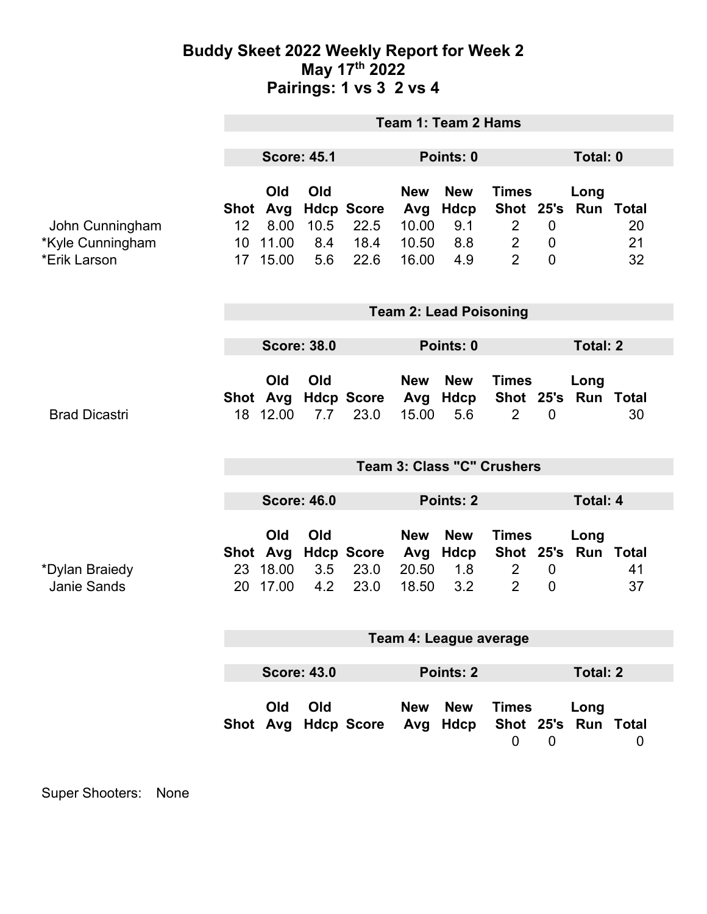# Buddy Skeet 2022 Weekly Report for Week 2
## May 17th 2022
## Pairings: 1 vs 3  2 vs 4

### Team 1: Team 2 Hams

**Score: 45.1** | **Points: 0** | **Total: 0**

| | Shot | Old Avg | Old Hdcp | Score | New Avg | New Hdcp | Times Shot | 25's | Long Run | Total |
|---|---|---|---|---|---|---|---|---|---|---|
| John Cunningham | 12 | 8.00 | 10.5 | 22.5 | 10.00 | 9.1 | 2 | 0 | | 20 |
| *Kyle Cunningham | 10 | 11.00 | 8.4 | 18.4 | 10.50 | 8.8 | 2 | 0 | | 21 |
| *Erik Larson | 17 | 15.00 | 5.6 | 22.6 | 16.00 | 4.9 | 2 | 0 | | 32 |

### Team 2: Lead Poisoning

**Score: 38.0** | **Points: 0** | **Total: 2**

| | Shot | Old Avg | Old Hdcp | Score | New Avg | New Hdcp | Times Shot | 25's | Long Run | Total |
|---|---|---|---|---|---|---|---|---|---|---|
| Brad Dicastri | 18 | 12.00 | 7.7 | 23.0 | 15.00 | 5.6 | 2 | 0 | | 30 |

### Team 3: Class "C" Crushers

**Score: 46.0** | **Points: 2** | **Total: 4**

| | Shot | Old Avg | Old Hdcp | Score | New Avg | New Hdcp | Times Shot | 25's | Long Run | Total |
|---|---|---|---|---|---|---|---|---|---|---|
| *Dylan Braiedy | 23 | 18.00 | 3.5 | 23.0 | 20.50 | 1.8 | 2 | 0 | | 41 |
| Janie Sands | 20 | 17.00 | 4.2 | 23.0 | 18.50 | 3.2 | 2 | 0 | | 37 |

### Team 4: League average

**Score: 43.0** | **Points: 2** | **Total: 2**

| | Shot | Old Avg | Old Hdcp | Score | New Avg | New Hdcp | Times Shot | 25's | Long Run | Total |
|---|---|---|---|---|---|---|---|---|---|---|
| | | | | | | | 0 | 0 | | 0 |

Super Shooters: None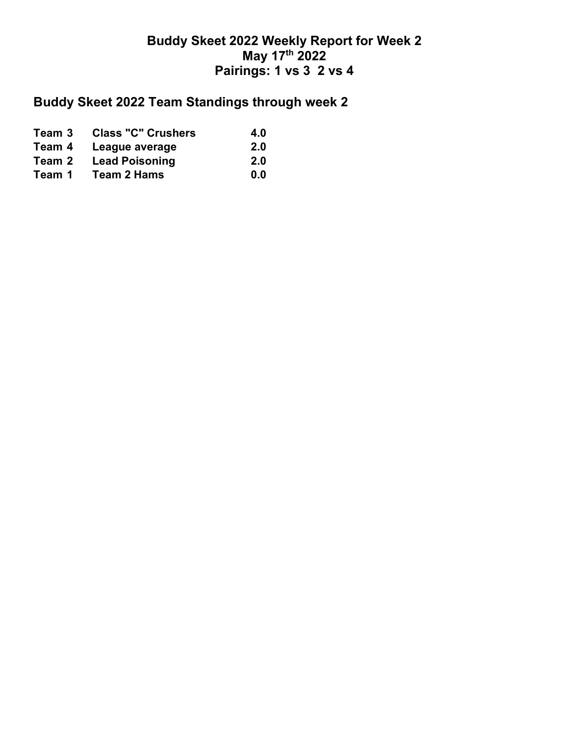# Buddy Skeet 2022 Weekly Report for Week 2
# May 17th 2022
# Pairings: 1 vs 3  2 vs 4

## Buddy Skeet 2022 Team Standings through week 2

| | | |
|---|---|---|
| **Team 3** | **Class "C" Crushers** | **4.0** |
| **Team 4** | **League average** | **2.0** |
| **Team 2** | **Lead Poisoning** | **2.0** |
| **Team 1** | **Team 2 Hams** | **0.0** |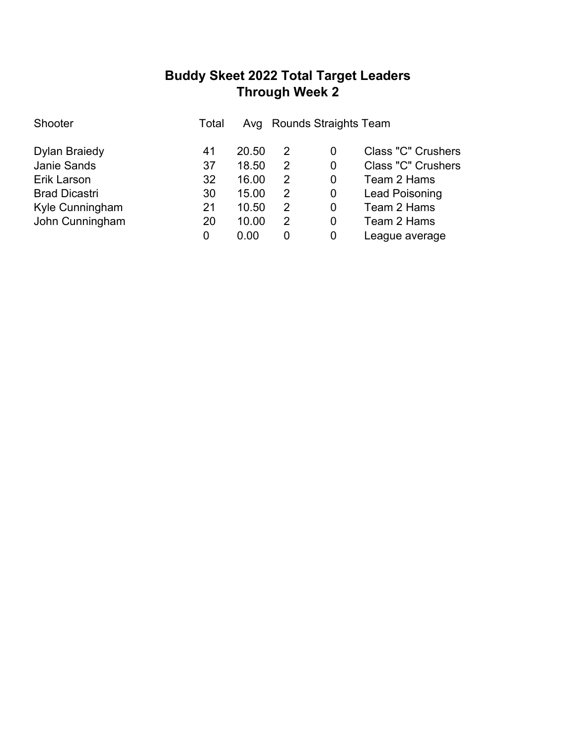# Buddy Skeet 2022 Total Target Leaders
## Through Week 2

| Shooter | Total | Avg | Rounds | Straights | Team |
|---|---|---|---|---|---|
| Dylan Braiedy | 41 | 20.50 | 2 | 0 | Class "C" Crushers |
| Janie Sands | 37 | 18.50 | 2 | 0 | Class "C" Crushers |
| Erik Larson | 32 | 16.00 | 2 | 0 | Team 2 Hams |
| Brad Dicastri | 30 | 15.00 | 2 | 0 | Lead Poisoning |
| Kyle Cunningham | 21 | 10.50 | 2 | 0 | Team 2 Hams |
| John Cunningham | 20 | 10.00 | 2 | 0 | Team 2 Hams |
| | 0 | 0.00 | 0 | 0 | League average |